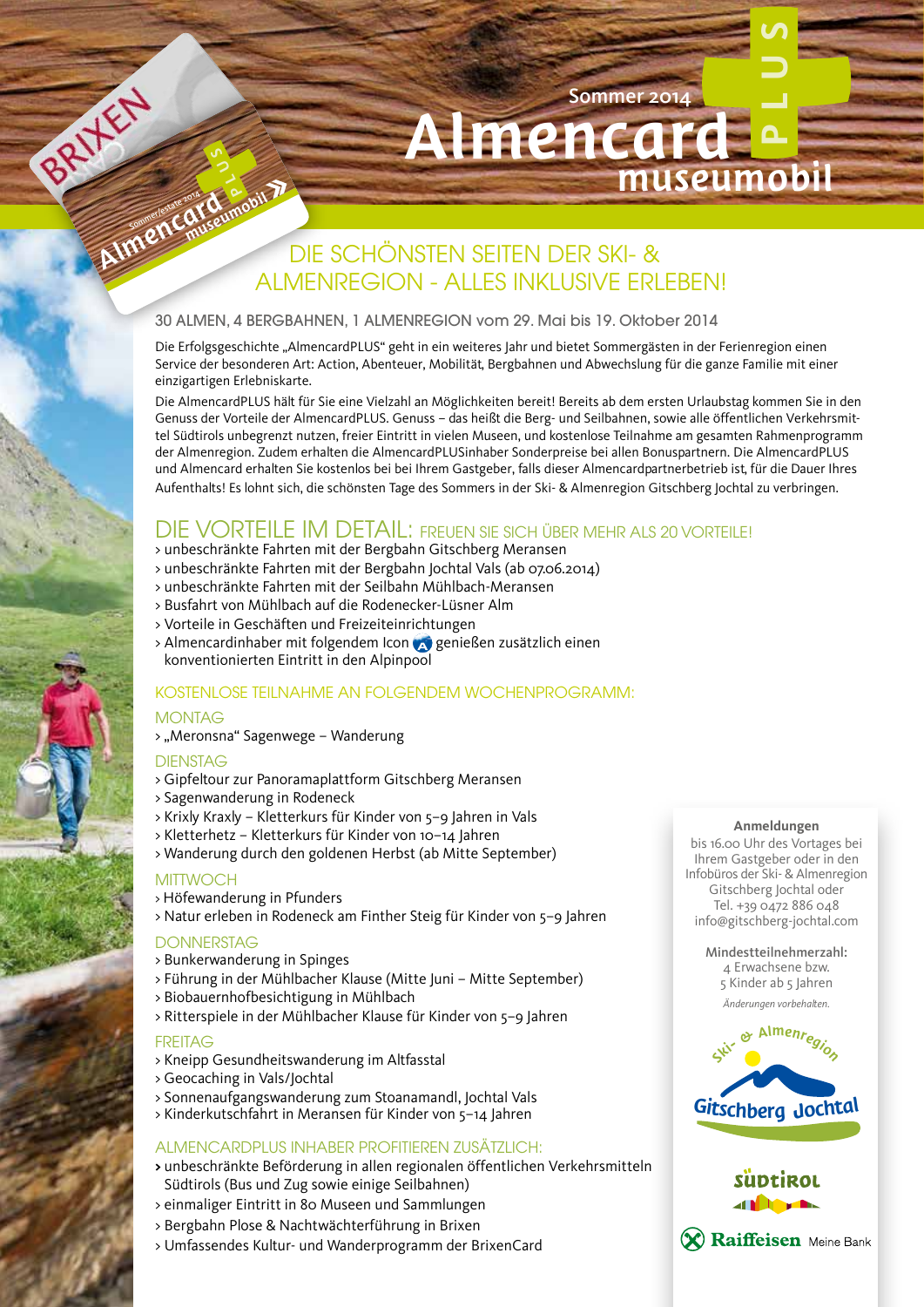Sommer 2014

# Almencard PLUS museumobil

## DIE SCHÖNSTEN SEITEN DER SKI- & ALMENREGION - ALLES INKLUSIVE ERLEBEN!

30 ALMEN, 4 BERGBAHNEN, 1 ALMENREGION vom 29. Mai bis 19. Oktober 2014

Die Erfolgsgeschichte „AlmencardPLUS" geht in ein weiteres Jahr und bietet Sommergästen in der Ferienregion einen Service der besonderen Art: Action, Abenteuer, Mobilität, Bergbahnen und Abwechslung für die ganze Familie mit einer einzigartigen Erlebniskarte.

Die AlmencardPLUS hält für Sie eine Vielzahl an Möglichkeiten bereit! Bereits ab dem ersten Urlaubstag kommen Sie in den Genuss der Vorteile der AlmencardPLUS. Genuss – das heißt die Berg- und Seilbahnen, sowie alle öffentlichen Verkehrsmittel Südtirols unbegrenzt nutzen, freier Eintritt in vielen Museen, und kostenlose Teilnahme am gesamten Rahmenprogramm der Almenregion. Zudem erhalten die AlmencardPLUSinhaber Sonderpreise bei allen Bonuspartnern. Die AlmencardPLUS und Almencard erhalten Sie kostenlos bei bei Ihrem Gastgeber, falls dieser Almencardpartnerbetrieb ist, für die Dauer Ihres Aufenthalts! Es lohnt sich, die schönsten Tage des Sommers in der Ski- & Almenregion Gitschberg Jochtal zu verbringen.

## DIE VORTEILE IM DETAIL: FREUEN SIE SICH ÜBER MEHR ALS 20 VORTEILE!

> unbeschränkte Fahrten mit der Bergbahn Gitschberg Meransen
> unbeschränkte Fahrten mit der Bergbahn Jochtal Vals (ab 07.06.2014)
> unbeschränkte Fahrten mit der Seilbahn Mühlbach-Meransen
> Busfahrt von Mühlbach auf die Rodenecker-Lüsner Alm
> Vorteile in Geschäften und Freizeiteinrichtungen
> Almencardinhaber mit folgendem Icon genießen zusätzlich einen konventionierten Eintritt in den Alpinpool

### KOSTENLOSE TEILNAHME AN FOLGENDEM WOCHENPROGRAMM:

**MONTAG**
> „Meronsna" Sagenwege – Wanderung

**DIENSTAG**
> Gipfeltour zur Panoramaplattform Gitschberg Meransen
> Sagenwanderung in Rodeneck
> Krixly Kraxly – Kletterkurs für Kinder von 5–9 Jahren in Vals
> Kletterhetz – Kletterkurs für Kinder von 10–14 Jahren
> Wanderung durch den goldenen Herbst (ab Mitte September)

**MITTWOCH**
> Höfewanderung in Pfunders
> Natur erleben in Rodeneck am Finther Steig für Kinder von 5–9 Jahren

**DONNERSTAG**
> Bunkerwanderung in Spinges
> Führung in der Mühlbacher Klause (Mitte Juni – Mitte September)
> Biobauernhofbesichtigung in Mühlbach
> Ritterspiele in der Mühlbacher Klause für Kinder von 5–9 Jahren

**FREITAG**
> Kneipp Gesundheitswanderung im Altfasstal
> Geocaching in Vals/Jochtal
> Sonnenaufgangswanderung zum Stoanamandl, Jochtal Vals
> Kinderkutschfahrt in Meransen für Kinder von 5–14 Jahren

### ALMENCARDPLUS INHABER PROFITIEREN ZUSÄTZLICH:

> unbeschränkte Beförderung in allen regionalen öffentlichen Verkehrsmitteln Südtirols (Bus und Zug sowie einige Seilbahnen)
> einmaliger Eintritt in 80 Museen und Sammlungen
> Bergbahn Plose & Nachtwächterführung in Brixen
> Umfassendes Kultur- und Wanderprogramm der BrixenCard

**Anmeldungen**
bis 16.00 Uhr des Vortages bei Ihrem Gastgeber oder in den Infobüros der Ski- & Almenregion Gitschberg Jochtal oder Tel. +39 0472 886 048
info@gitschberg-jochtal.com

**Mindestteilnehmerzahl:**
4 Erwachsene bzw.
5 Kinder ab 5 Jahren

*Änderungen vorbehalten.*

Ski- & Almenregion Gitschberg Jochtal

Südtirol

Raiffeisen Meine Bank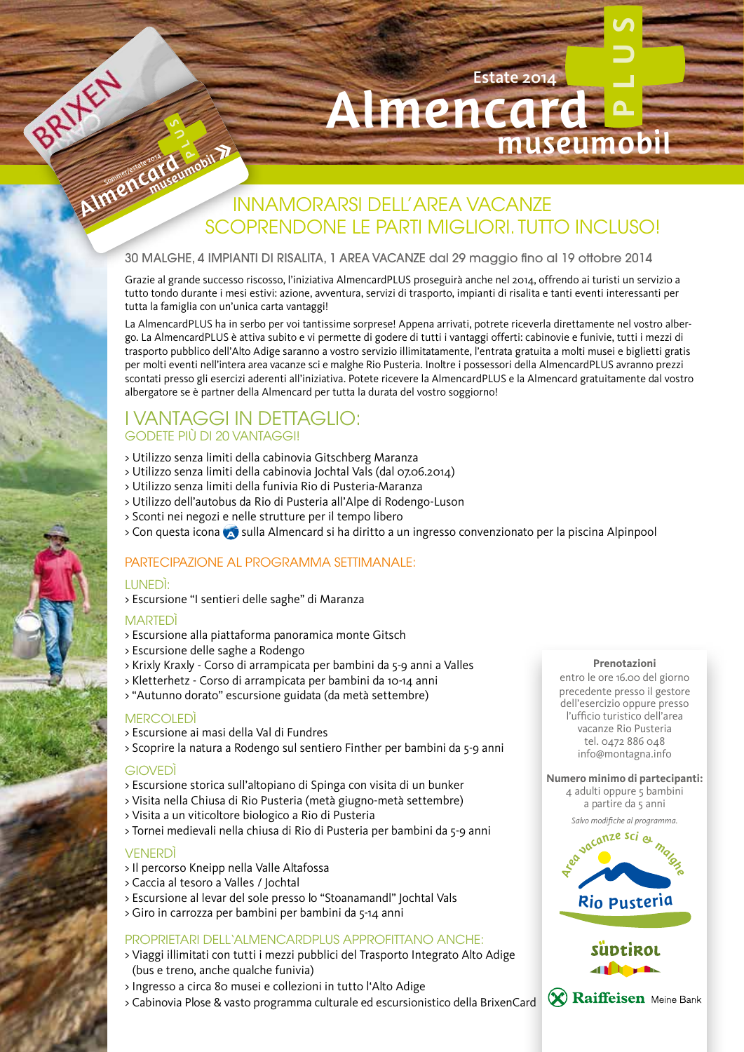Estate 2014

# Almencard PLUS museumobil

## INNAMORARSI DELL'AREA VACANZE SCOPRENDONE LE PARTI MIGLIORI. TUTTO INCLUSO!

30 MALGHE, 4 IMPIANTI DI RISALITA, 1 AREA VACANZE dal 29 maggio fino al 19 ottobre 2014

Grazie al grande successo riscosso, l'iniziativa AlmencardPLUS proseguirà anche nel 2014, offrendo ai turisti un servizio a tutto tondo durante i mesi estivi: azione, avventura, servizi di trasporto, impianti di risalita e tanti eventi interessanti per tutta la famiglia con un'unica carta vantaggi!

La AlmencardPLUS ha in serbo per voi tantissime sorprese! Appena arrivati, potrete riceverla direttamente nel vostro albergo. La AlmencardPLUS è attiva subito e vi permette di godere di tutti i vantaggi offerti: cabinovie e funivie, tutti i mezzi di trasporto pubblico dell'Alto Adige saranno a vostro servizio illimitatamente, l'entrata gratuita a molti musei e biglietti gratis per molti eventi nell'intera area vacanze sci e malghe Rio Pusteria. Inoltre i possessori della AlmencardPLUS avranno prezzi scontati presso gli esercizi aderenti all'iniziativa. Potete ricevere la AlmencardPLUS e la Almencard gratuitamente dal vostro albergatore se è partner della Almencard per tutta la durata del vostro soggiorno!

## I VANTAGGI IN DETTAGLIO:

### GODETE PIÙ DI 20 VANTAGGI!

> Utilizzo senza limiti della cabinovia Gitschberg Maranza
> Utilizzo senza limiti della cabinovia Jochtal Vals (dal 07.06.2014)
> Utilizzo senza limiti della funivia Rio di Pusteria-Maranza
> Utilizzo dell'autobus da Rio di Pusteria all'Alpe di Rodengo-Luson
> Sconti nei negozi e nelle strutture per il tempo libero
> Con questa icona sulla Almencard si ha diritto a un ingresso convenzionato per la piscina Alpinpool

### PARTECIPAZIONE AL PROGRAMMA SETTIMANALE:

**LUNEDÌ:**
> Escursione "I sentieri delle saghe" di Maranza

**MARTEDÌ**
> Escursione alla piattaforma panoramica monte Gitsch
> Escursione delle saghe a Rodengo
> Krixly Kraxly - Corso di arrampicata per bambini da 5-9 anni a Valles
> Kletterhetz - Corso di arrampicata per bambini da 10-14 anni
> "Autunno dorato" escursione guidata (da metà settembre)

**MERCOLEDÌ**
> Escursione ai masi della Val di Fundres
> Scoprire la natura a Rodengo sul sentiero Finther per bambini da 5-9 anni

**GIOVEDÌ**
> Escursione storica sull'altopiano di Spinga con visita di un bunker
> Visita nella Chiusa di Rio Pusteria (metà giugno-metà settembre)
> Visita a un viticoltore biologico a Rio di Pusteria
> Tornei medievali nella chiusa di Rio di Pusteria per bambini da 5-9 anni

**VENERDÌ**
> Il percorso Kneipp nella Valle Altafossa
> Caccia al tesoro a Valles / Jochtal
> Escursione al levar del sole presso lo "Stoanamandl" Jochtal Vals
> Giro in carrozza per bambini per bambini da 5-14 anni

### PROPRIETARI DELL'ALMENCARDPLUS APPROFITTANO ANCHE:

> Viaggi illimitati con tutti i mezzi pubblici del Trasporto Integrato Alto Adige (bus e treno, anche qualche funivia)
> Ingresso a circa 80 musei e collezioni in tutto l'Alto Adige
> Cabinovia Plose & vasto programma culturale ed escursionistico della BrixenCard

**Prenotazioni**
entro le ore 16.00 del giorno precedente presso il gestore dell'esercizio oppure presso l'ufficio turistico dell'area vacanze Rio Pusteria
tel. 0472 886 048
info@montagna.info

**Numero minimo di partecipanti:**
4 adulti oppure 5 bambini a partire da 5 anni

*Salvo modifiche al programma.*

Area vacanze sci & malghe Rio Pusteria

Südtirol

Raiffeisen Meine Bank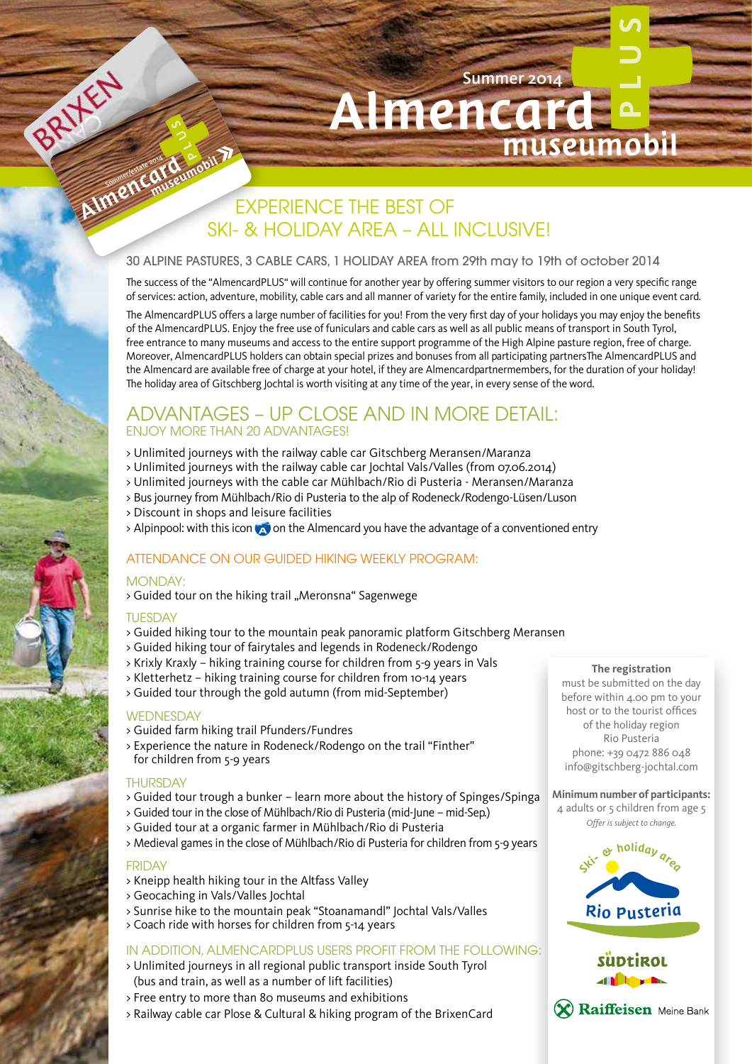Summer 2014

# Almencard PLUS museumobil

## EXPERIENCE THE BEST OF SKI- & HOLIDAY AREA – ALL INCLUSIVE!

30 ALPINE PASTURES, 3 CABLE CARS, 1 HOLIDAY AREA from 29th may to 19th of october 2014

The success of the "AlmencardPLUS" will continue for another year by offering summer visitors to our region a very specific range of services: action, adventure, mobility, cable cars and all manner of variety for the entire family, included in one unique event card.

The AlmencardPLUS offers a large number of facilities for you! From the very first day of your holidays you may enjoy the benefits of the AlmencardPLUS. Enjoy the free use of funiculars and cable cars as well as all public means of transport in South Tyrol, free entrance to many museums and access to the entire support programme of the High Alpine pasture region, free of charge. Moreover, AlmencardPLUS holders can obtain special prizes and bonuses from all participating partnersThe AlmencardPLUS and the Almencard are available free of charge at your hotel, if they are Almencardpartnermembers, for the duration of your holiday! The holiday area of Gitschberg Jochtal is worth visiting at any time of the year, in every sense of the word.

## ADVANTAGES – UP CLOSE AND IN MORE DETAIL:

### ENJOY MORE THAN 20 ADVANTAGES!

> Unlimited journeys with the railway cable car Gitschberg Meransen/Maranza
> Unlimited journeys with the railway cable car Jochtal Vals/Valles (from 07.06.2014)
> Unlimited journeys with the cable car Mühlbach/Rio di Pusteria - Meransen/Maranza
> Bus journey from Mühlbach/Rio di Pusteria to the alp of Rodeneck/Rodengo-Lüsen/Luson
> Discount in shops and leisure facilities
> Alpinpool: with this icon on the Almencard you have the advantage of a conventioned entry

### ATTENDANCE ON OUR GUIDED HIKING WEEKLY PROGRAM:

**MONDAY:**

> Guided tour on the hiking trail „Meronsna" Sagenwege

**TUESDAY**

> Guided hiking tour to the mountain peak panoramic platform Gitschberg Meransen
> Guided hiking tour of fairytales and legends in Rodeneck/Rodengo
> Krixly Kraxly – hiking training course for children from 5-9 years in Vals
> Kletterhetz – hiking training course for children from 10-14 years
> Guided tour through the gold autumn (from mid-September)

**WEDNESDAY**

> Guided farm hiking trail Pfunders/Fundres
> Experience the nature in Rodeneck/Rodengo on the trail "Finther" for children from 5-9 years

**THURSDAY**

> Guided tour trough a bunker – learn more about the history of Spinges/Spinga
> Guided tour in the close of Mühlbach/Rio di Pusteria (mid-June – mid-Sep.)
> Guided tour at a organic farmer in Mühlbach/Rio di Pusteria
> Medieval games in the close of Mühlbach/Rio di Pusteria for children from 5-9 years

**FRIDAY**

> Kneipp health hiking tour in the Altfass Valley
> Geocaching in Vals/Valles Jochtal
> Sunrise hike to the mountain peak "Stoanamandl" Jochtal Vals/Valles
> Coach ride with horses for children from 5-14 years

### IN ADDITION, ALMENCARDPLUS USERS PROFIT FROM THE FOLLOWING:

> Unlimited journeys in all regional public transport inside South Tyrol (bus and train, as well as a number of lift facilities)
> Free entry to more than 80 museums and exhibitions
> Railway cable car Plose & Cultural & hiking program of the BrixenCard

**The registration** must be submitted on the day before within 4.00 pm to your host or to the tourist offices of the holiday region Rio Pusteria
phone: +39 0472 886 048
info@gitschberg-jochtal.com

**Minimum number of participants:** 4 adults or 5 children from age 5

*Offer is subject to change.*

Ski- & holiday area Rio Pusteria

Südtirol

Raiffeisen Meine Bank